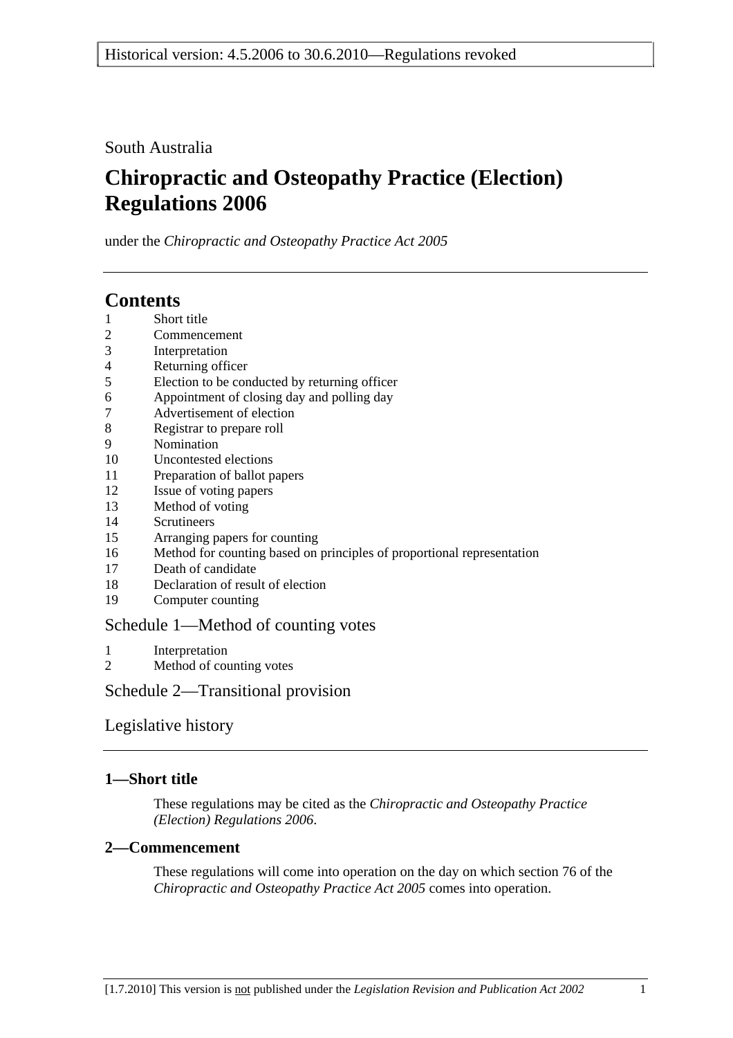Historical version: 4.5.2006 to 30.6.2010—Regulations revoked

South Australia

# Chiropractic and Osteopathy Practice (Election) Regulations 2006

under the *Chiropractic and Osteopathy Practice Act 2005*

## Contents

1 Short title
2 Commencement
3 Interpretation
4 Returning officer
5 Election to be conducted by returning officer
6 Appointment of closing day and polling day
7 Advertisement of election
8 Registrar to prepare roll
9 Nomination
10 Uncontested elections
11 Preparation of ballot papers
12 Issue of voting papers
13 Method of voting
14 Scrutineers
15 Arranging papers for counting
16 Method for counting based on principles of proportional representation
17 Death of candidate
18 Declaration of result of election
19 Computer counting

Schedule 1—Method of counting votes

1 Interpretation
2 Method of counting votes

Schedule 2—Transitional provision

Legislative history

### 1—Short title

These regulations may be cited as the *Chiropractic and Osteopathy Practice (Election) Regulations 2006*.

### 2—Commencement

These regulations will come into operation on the day on which section 76 of the *Chiropractic and Osteopathy Practice Act 2005* comes into operation.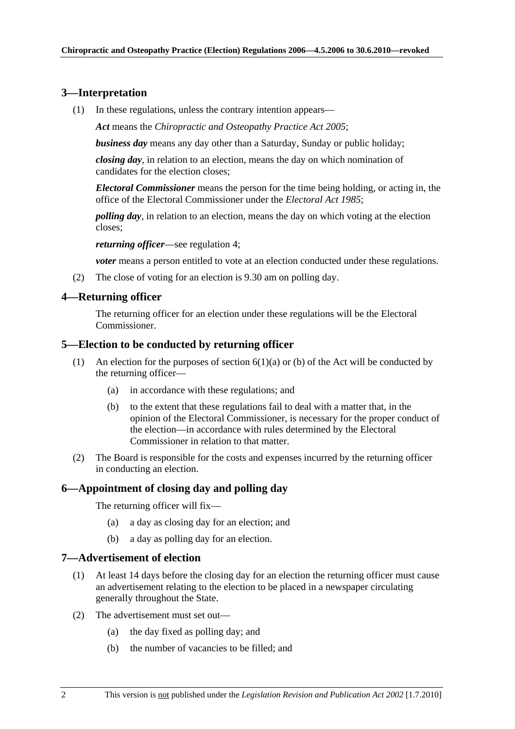## 3—Interpretation

(1) In these regulations, unless the contrary intention appears—

***Act*** means the *Chiropractic and Osteopathy Practice Act 2005*;

***business day*** means any day other than a Saturday, Sunday or public holiday;

***closing day***, in relation to an election, means the day on which nomination of candidates for the election closes;

***Electoral Commissioner*** means the person for the time being holding, or acting in, the office of the Electoral Commissioner under the *Electoral Act 1985*;

***polling day***, in relation to an election, means the day on which voting at the election closes;

***returning officer***—see regulation 4;

***voter*** means a person entitled to vote at an election conducted under these regulations.

(2) The close of voting for an election is 9.30 am on polling day.

## 4—Returning officer

The returning officer for an election under these regulations will be the Electoral Commissioner.

## 5—Election to be conducted by returning officer

(1) An election for the purposes of section 6(1)(a) or (b) of the Act will be conducted by the returning officer—

- (a) in accordance with these regulations; and
- (b) to the extent that these regulations fail to deal with a matter that, in the opinion of the Electoral Commissioner, is necessary for the proper conduct of the election—in accordance with rules determined by the Electoral Commissioner in relation to that matter.

(2) The Board is responsible for the costs and expenses incurred by the returning officer in conducting an election.

## 6—Appointment of closing day and polling day

The returning officer will fix—

- (a) a day as closing day for an election; and
- (b) a day as polling day for an election.

## 7—Advertisement of election

(1) At least 14 days before the closing day for an election the returning officer must cause an advertisement relating to the election to be placed in a newspaper circulating generally throughout the State.

(2) The advertisement must set out—

- (a) the day fixed as polling day; and
- (b) the number of vacancies to be filled; and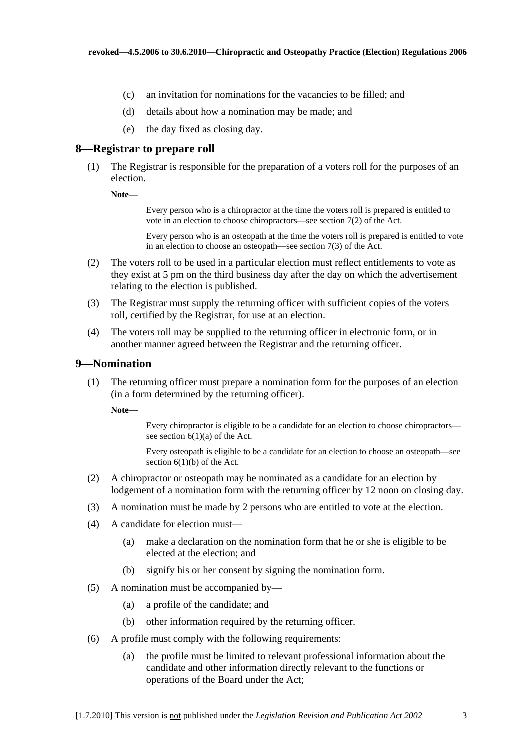(c) an invitation for nominations for the vacancies to be filled; and

(d) details about how a nomination may be made; and

(e) the day fixed as closing day.

## 8—Registrar to prepare roll

(1) The Registrar is responsible for the preparation of a voters roll for the purposes of an election.

**Note—**

> Every person who is a chiropractor at the time the voters roll is prepared is entitled to vote in an election to choose chiropractors—see section 7(2) of the Act.
>
> Every person who is an osteopath at the time the voters roll is prepared is entitled to vote in an election to choose an osteopath—see section 7(3) of the Act.

(2) The voters roll to be used in a particular election must reflect entitlements to vote as they exist at 5 pm on the third business day after the day on which the advertisement relating to the election is published.

(3) The Registrar must supply the returning officer with sufficient copies of the voters roll, certified by the Registrar, for use at an election.

(4) The voters roll may be supplied to the returning officer in electronic form, or in another manner agreed between the Registrar and the returning officer.

## 9—Nomination

(1) The returning officer must prepare a nomination form for the purposes of an election (in a form determined by the returning officer).

**Note—**

> Every chiropractor is eligible to be a candidate for an election to choose chiropractors—see section 6(1)(a) of the Act.
>
> Every osteopath is eligible to be a candidate for an election to choose an osteopath—see section 6(1)(b) of the Act.

(2) A chiropractor or osteopath may be nominated as a candidate for an election by lodgement of a nomination form with the returning officer by 12 noon on closing day.

(3) A nomination must be made by 2 persons who are entitled to vote at the election.

(4) A candidate for election must—

- (a) make a declaration on the nomination form that he or she is eligible to be elected at the election; and
- (b) signify his or her consent by signing the nomination form.

(5) A nomination must be accompanied by—

- (a) a profile of the candidate; and
- (b) other information required by the returning officer.

(6) A profile must comply with the following requirements:

- (a) the profile must be limited to relevant professional information about the candidate and other information directly relevant to the functions or operations of the Board under the Act;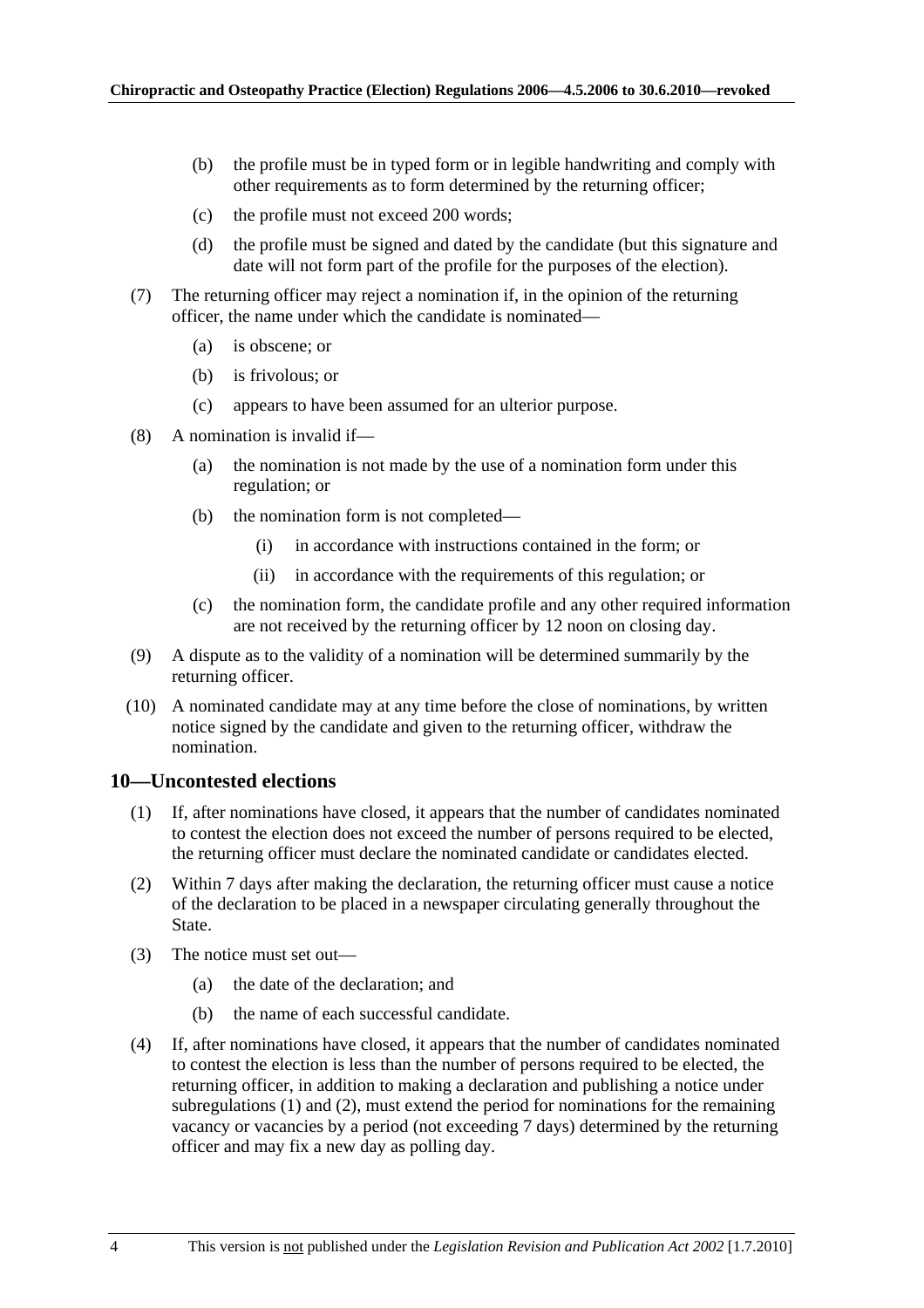(b) the profile must be in typed form or in legible handwriting and comply with other requirements as to form determined by the returning officer;

(c) the profile must not exceed 200 words;

(d) the profile must be signed and dated by the candidate (but this signature and date will not form part of the profile for the purposes of the election).

(7) The returning officer may reject a nomination if, in the opinion of the returning officer, the name under which the candidate is nominated—

(a) is obscene; or

(b) is frivolous; or

(c) appears to have been assumed for an ulterior purpose.

(8) A nomination is invalid if—

(a) the nomination is not made by the use of a nomination form under this regulation; or

(b) the nomination form is not completed—

(i) in accordance with instructions contained in the form; or

(ii) in accordance with the requirements of this regulation; or

(c) the nomination form, the candidate profile and any other required information are not received by the returning officer by 12 noon on closing day.

(9) A dispute as to the validity of a nomination will be determined summarily by the returning officer.

(10) A nominated candidate may at any time before the close of nominations, by written notice signed by the candidate and given to the returning officer, withdraw the nomination.

## 10—Uncontested elections

(1) If, after nominations have closed, it appears that the number of candidates nominated to contest the election does not exceed the number of persons required to be elected, the returning officer must declare the nominated candidate or candidates elected.

(2) Within 7 days after making the declaration, the returning officer must cause a notice of the declaration to be placed in a newspaper circulating generally throughout the State.

(3) The notice must set out—

(a) the date of the declaration; and

(b) the name of each successful candidate.

(4) If, after nominations have closed, it appears that the number of candidates nominated to contest the election is less than the number of persons required to be elected, the returning officer, in addition to making a declaration and publishing a notice under subregulations (1) and (2), must extend the period for nominations for the remaining vacancy or vacancies by a period (not exceeding 7 days) determined by the returning officer and may fix a new day as polling day.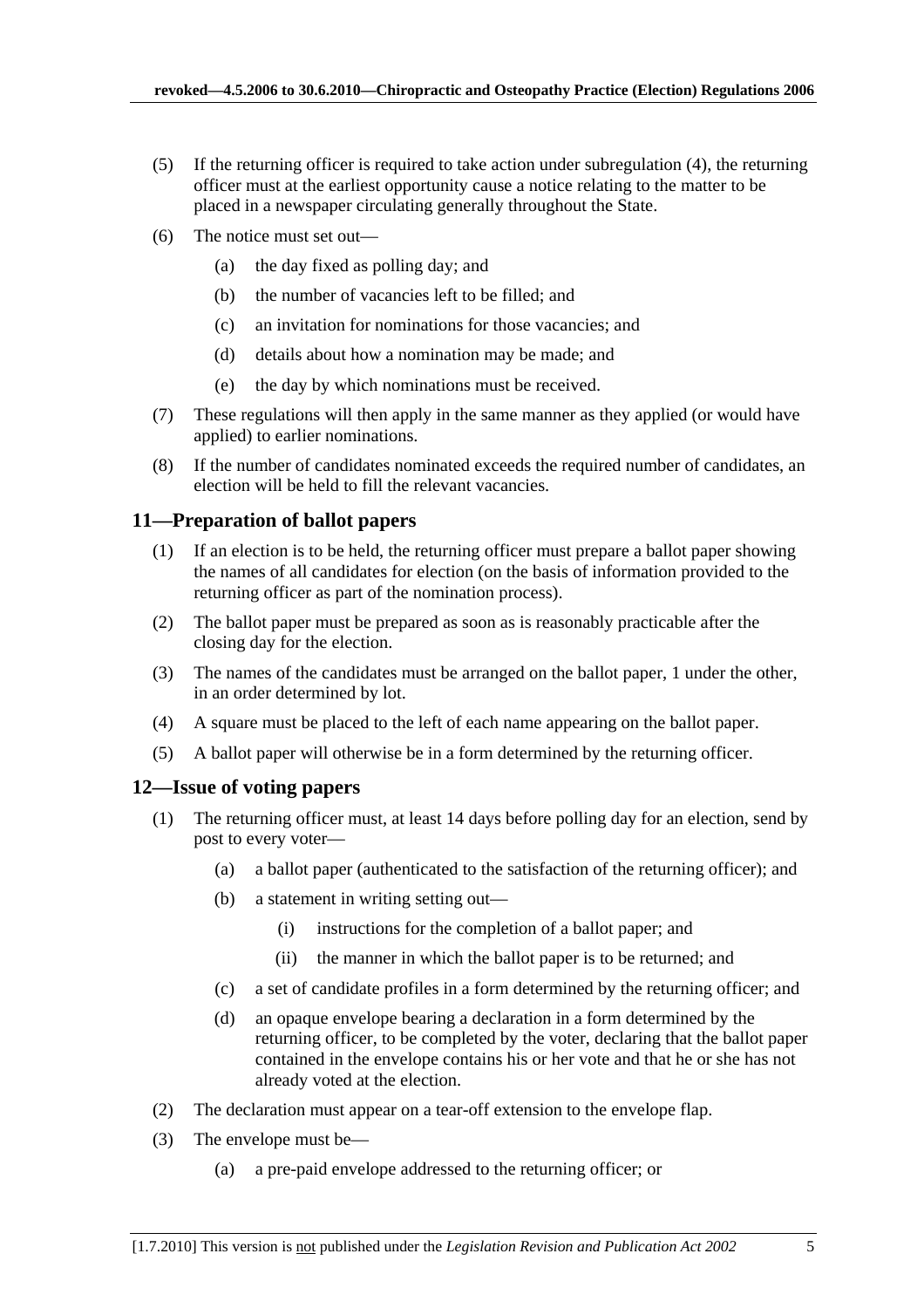(5) If the returning officer is required to take action under subregulation (4), the returning officer must at the earliest opportunity cause a notice relating to the matter to be placed in a newspaper circulating generally throughout the State.

(6) The notice must set out—

   (a) the day fixed as polling day; and

   (b) the number of vacancies left to be filled; and

   (c) an invitation for nominations for those vacancies; and

   (d) details about how a nomination may be made; and

   (e) the day by which nominations must be received.

(7) These regulations will then apply in the same manner as they applied (or would have applied) to earlier nominations.

(8) If the number of candidates nominated exceeds the required number of candidates, an election will be held to fill the relevant vacancies.

## 11—Preparation of ballot papers

(1) If an election is to be held, the returning officer must prepare a ballot paper showing the names of all candidates for election (on the basis of information provided to the returning officer as part of the nomination process).

(2) The ballot paper must be prepared as soon as is reasonably practicable after the closing day for the election.

(3) The names of the candidates must be arranged on the ballot paper, 1 under the other, in an order determined by lot.

(4) A square must be placed to the left of each name appearing on the ballot paper.

(5) A ballot paper will otherwise be in a form determined by the returning officer.

## 12—Issue of voting papers

(1) The returning officer must, at least 14 days before polling day for an election, send by post to every voter—

   (a) a ballot paper (authenticated to the satisfaction of the returning officer); and

   (b) a statement in writing setting out—

      (i) instructions for the completion of a ballot paper; and

      (ii) the manner in which the ballot paper is to be returned; and

   (c) a set of candidate profiles in a form determined by the returning officer; and

   (d) an opaque envelope bearing a declaration in a form determined by the returning officer, to be completed by the voter, declaring that the ballot paper contained in the envelope contains his or her vote and that he or she has not already voted at the election.

(2) The declaration must appear on a tear-off extension to the envelope flap.

(3) The envelope must be—

   (a) a pre-paid envelope addressed to the returning officer; or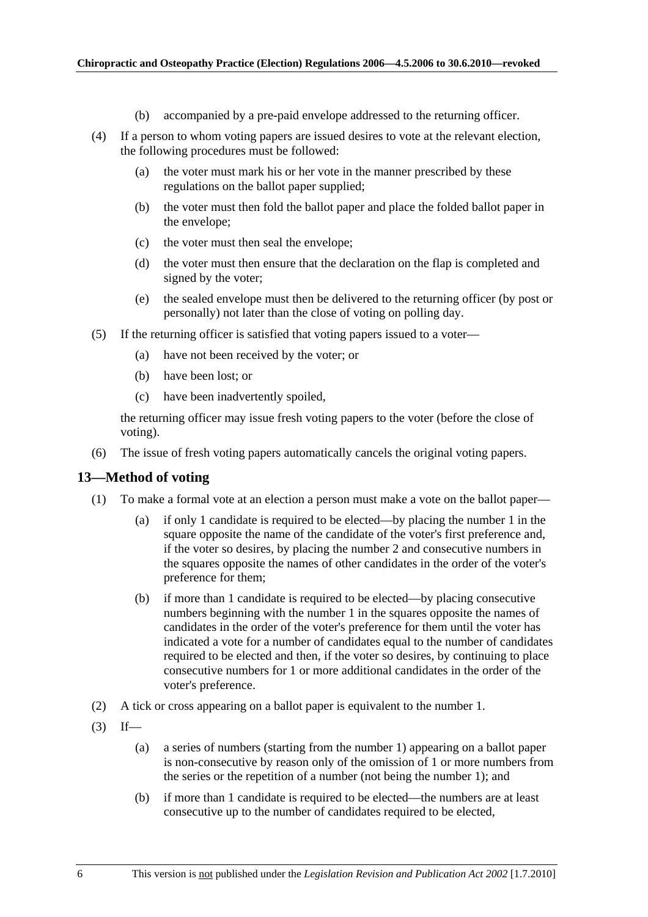(b) accompanied by a pre-paid envelope addressed to the returning officer.

(4) If a person to whom voting papers are issued desires to vote at the relevant election, the following procedures must be followed:

(a) the voter must mark his or her vote in the manner prescribed by these regulations on the ballot paper supplied;

(b) the voter must then fold the ballot paper and place the folded ballot paper in the envelope;

(c) the voter must then seal the envelope;

(d) the voter must then ensure that the declaration on the flap is completed and signed by the voter;

(e) the sealed envelope must then be delivered to the returning officer (by post or personally) not later than the close of voting on polling day.

(5) If the returning officer is satisfied that voting papers issued to a voter—

(a) have not been received by the voter; or

(b) have been lost; or

(c) have been inadvertently spoiled,

the returning officer may issue fresh voting papers to the voter (before the close of voting).

(6) The issue of fresh voting papers automatically cancels the original voting papers.

## 13—Method of voting

(1) To make a formal vote at an election a person must make a vote on the ballot paper—

(a) if only 1 candidate is required to be elected—by placing the number 1 in the square opposite the name of the candidate of the voter's first preference and, if the voter so desires, by placing the number 2 and consecutive numbers in the squares opposite the names of other candidates in the order of the voter's preference for them;

(b) if more than 1 candidate is required to be elected—by placing consecutive numbers beginning with the number 1 in the squares opposite the names of candidates in the order of the voter's preference for them until the voter has indicated a vote for a number of candidates equal to the number of candidates required to be elected and then, if the voter so desires, by continuing to place consecutive numbers for 1 or more additional candidates in the order of the voter's preference.

(2) A tick or cross appearing on a ballot paper is equivalent to the number 1.

(3) If—

(a) a series of numbers (starting from the number 1) appearing on a ballot paper is non-consecutive by reason only of the omission of 1 or more numbers from the series or the repetition of a number (not being the number 1); and

(b) if more than 1 candidate is required to be elected—the numbers are at least consecutive up to the number of candidates required to be elected,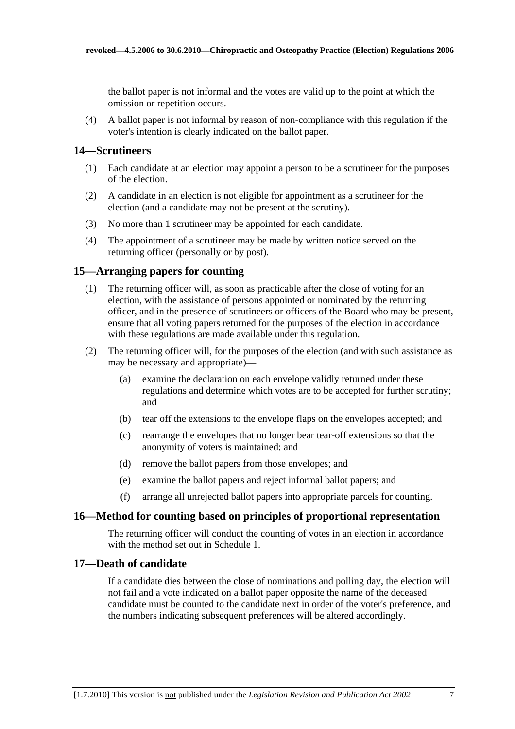the ballot paper is not informal and the votes are valid up to the point at which the omission or repetition occurs.

(4) A ballot paper is not informal by reason of non-compliance with this regulation if the voter's intention is clearly indicated on the ballot paper.

## 14—Scrutineers

(1) Each candidate at an election may appoint a person to be a scrutineer for the purposes of the election.

(2) A candidate in an election is not eligible for appointment as a scrutineer for the election (and a candidate may not be present at the scrutiny).

(3) No more than 1 scrutineer may be appointed for each candidate.

(4) The appointment of a scrutineer may be made by written notice served on the returning officer (personally or by post).

## 15—Arranging papers for counting

(1) The returning officer will, as soon as practicable after the close of voting for an election, with the assistance of persons appointed or nominated by the returning officer, and in the presence of scrutineers or officers of the Board who may be present, ensure that all voting papers returned for the purposes of the election in accordance with these regulations are made available under this regulation.

(2) The returning officer will, for the purposes of the election (and with such assistance as may be necessary and appropriate)—

(a) examine the declaration on each envelope validly returned under these regulations and determine which votes are to be accepted for further scrutiny; and

(b) tear off the extensions to the envelope flaps on the envelopes accepted; and

(c) rearrange the envelopes that no longer bear tear-off extensions so that the anonymity of voters is maintained; and

(d) remove the ballot papers from those envelopes; and

(e) examine the ballot papers and reject informal ballot papers; and

(f) arrange all unrejected ballot papers into appropriate parcels for counting.

## 16—Method for counting based on principles of proportional representation

The returning officer will conduct the counting of votes in an election in accordance with the method set out in Schedule 1.

## 17—Death of candidate

If a candidate dies between the close of nominations and polling day, the election will not fail and a vote indicated on a ballot paper opposite the name of the deceased candidate must be counted to the candidate next in order of the voter's preference, and the numbers indicating subsequent preferences will be altered accordingly.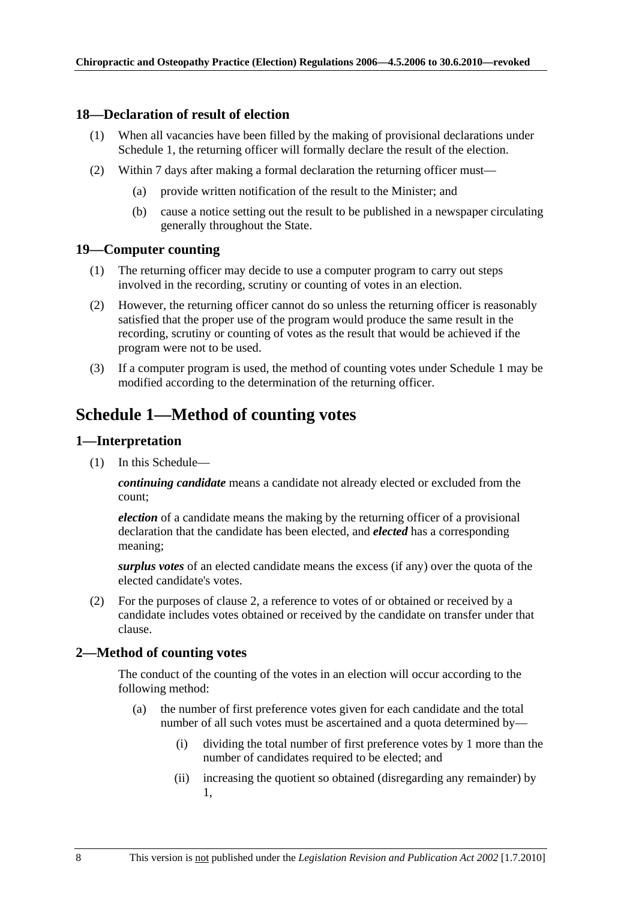### 18—Declaration of result of election

(1) When all vacancies have been filled by the making of provisional declarations under Schedule 1, the returning officer will formally declare the result of the election.

(2) Within 7 days after making a formal declaration the returning officer must—

(a) provide written notification of the result to the Minister; and

(b) cause a notice setting out the result to be published in a newspaper circulating generally throughout the State.

### 19—Computer counting

(1) The returning officer may decide to use a computer program to carry out steps involved in the recording, scrutiny or counting of votes in an election.

(2) However, the returning officer cannot do so unless the returning officer is reasonably satisfied that the proper use of the program would produce the same result in the recording, scrutiny or counting of votes as the result that would be achieved if the program were not to be used.

(3) If a computer program is used, the method of counting votes under Schedule 1 may be modified according to the determination of the returning officer.

## Schedule 1—Method of counting votes

### 1—Interpretation

(1) In this Schedule—

***continuing candidate*** means a candidate not already elected or excluded from the count;

***election*** of a candidate means the making by the returning officer of a provisional declaration that the candidate has been elected, and ***elected*** has a corresponding meaning;

***surplus votes*** of an elected candidate means the excess (if any) over the quota of the elected candidate's votes.

(2) For the purposes of clause 2, a reference to votes of or obtained or received by a candidate includes votes obtained or received by the candidate on transfer under that clause.

### 2—Method of counting votes

The conduct of the counting of the votes in an election will occur according to the following method:

(a) the number of first preference votes given for each candidate and the total number of all such votes must be ascertained and a quota determined by—

(i) dividing the total number of first preference votes by 1 more than the number of candidates required to be elected; and

(ii) increasing the quotient so obtained (disregarding any remainder) by 1,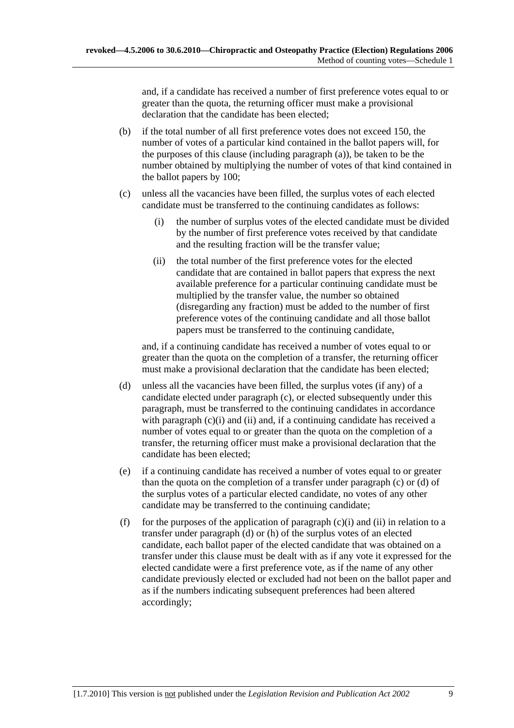and, if a candidate has received a number of first preference votes equal to or greater than the quota, the returning officer must make a provisional declaration that the candidate has been elected;

(b) if the total number of all first preference votes does not exceed 150, the number of votes of a particular kind contained in the ballot papers will, for the purposes of this clause (including paragraph (a)), be taken to be the number obtained by multiplying the number of votes of that kind contained in the ballot papers by 100;

(c) unless all the vacancies have been filled, the surplus votes of each elected candidate must be transferred to the continuing candidates as follows:

   (i) the number of surplus votes of the elected candidate must be divided by the number of first preference votes received by that candidate and the resulting fraction will be the transfer value;

   (ii) the total number of the first preference votes for the elected candidate that are contained in ballot papers that express the next available preference for a particular continuing candidate must be multiplied by the transfer value, the number so obtained (disregarding any fraction) must be added to the number of first preference votes of the continuing candidate and all those ballot papers must be transferred to the continuing candidate,

   and, if a continuing candidate has received a number of votes equal to or greater than the quota on the completion of a transfer, the returning officer must make a provisional declaration that the candidate has been elected;

(d) unless all the vacancies have been filled, the surplus votes (if any) of a candidate elected under paragraph (c), or elected subsequently under this paragraph, must be transferred to the continuing candidates in accordance with paragraph (c)(i) and (ii) and, if a continuing candidate has received a number of votes equal to or greater than the quota on the completion of a transfer, the returning officer must make a provisional declaration that the candidate has been elected;

(e) if a continuing candidate has received a number of votes equal to or greater than the quota on the completion of a transfer under paragraph (c) or (d) of the surplus votes of a particular elected candidate, no votes of any other candidate may be transferred to the continuing candidate;

(f) for the purposes of the application of paragraph (c)(i) and (ii) in relation to a transfer under paragraph (d) or (h) of the surplus votes of an elected candidate, each ballot paper of the elected candidate that was obtained on a transfer under this clause must be dealt with as if any vote it expressed for the elected candidate were a first preference vote, as if the name of any other candidate previously elected or excluded had not been on the ballot paper and as if the numbers indicating subsequent preferences had been altered accordingly;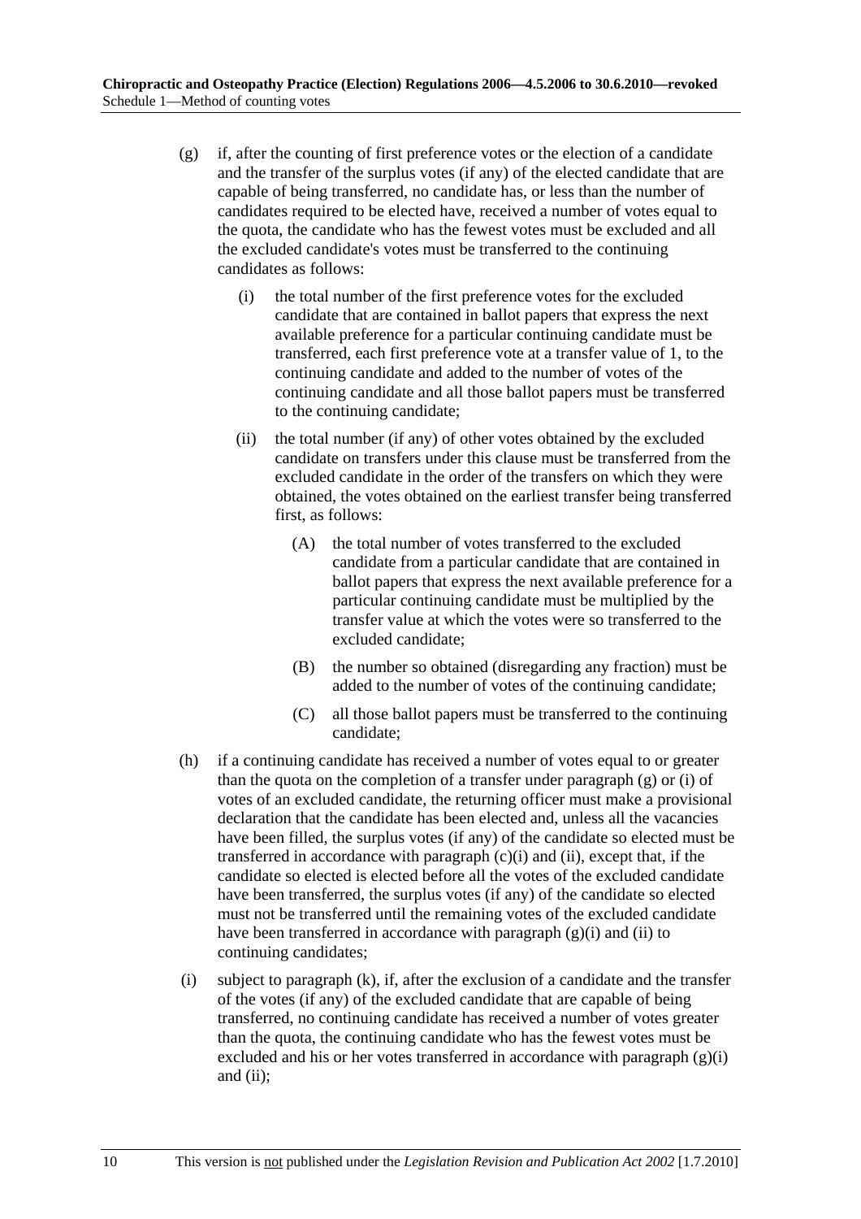(g) if, after the counting of first preference votes or the election of a candidate and the transfer of the surplus votes (if any) of the elected candidate that are capable of being transferred, no candidate has, or less than the number of candidates required to be elected have, received a number of votes equal to the quota, the candidate who has the fewest votes must be excluded and all the excluded candidate's votes must be transferred to the continuing candidates as follows:

   (i) the total number of the first preference votes for the excluded candidate that are contained in ballot papers that express the next available preference for a particular continuing candidate must be transferred, each first preference vote at a transfer value of 1, to the continuing candidate and added to the number of votes of the continuing candidate and all those ballot papers must be transferred to the continuing candidate;

   (ii) the total number (if any) of other votes obtained by the excluded candidate on transfers under this clause must be transferred from the excluded candidate in the order of the transfers on which they were obtained, the votes obtained on the earliest transfer being transferred first, as follows:

      (A) the total number of votes transferred to the excluded candidate from a particular candidate that are contained in ballot papers that express the next available preference for a particular continuing candidate must be multiplied by the transfer value at which the votes were so transferred to the excluded candidate;

      (B) the number so obtained (disregarding any fraction) must be added to the number of votes of the continuing candidate;

      (C) all those ballot papers must be transferred to the continuing candidate;

(h) if a continuing candidate has received a number of votes equal to or greater than the quota on the completion of a transfer under paragraph (g) or (i) of votes of an excluded candidate, the returning officer must make a provisional declaration that the candidate has been elected and, unless all the vacancies have been filled, the surplus votes (if any) of the candidate so elected must be transferred in accordance with paragraph (c)(i) and (ii), except that, if the candidate so elected is elected before all the votes of the excluded candidate have been transferred, the surplus votes (if any) of the candidate so elected must not be transferred until the remaining votes of the excluded candidate have been transferred in accordance with paragraph (g)(i) and (ii) to continuing candidates;

(i) subject to paragraph (k), if, after the exclusion of a candidate and the transfer of the votes (if any) of the excluded candidate that are capable of being transferred, no continuing candidate has received a number of votes greater than the quota, the continuing candidate who has the fewest votes must be excluded and his or her votes transferred in accordance with paragraph (g)(i) and (ii);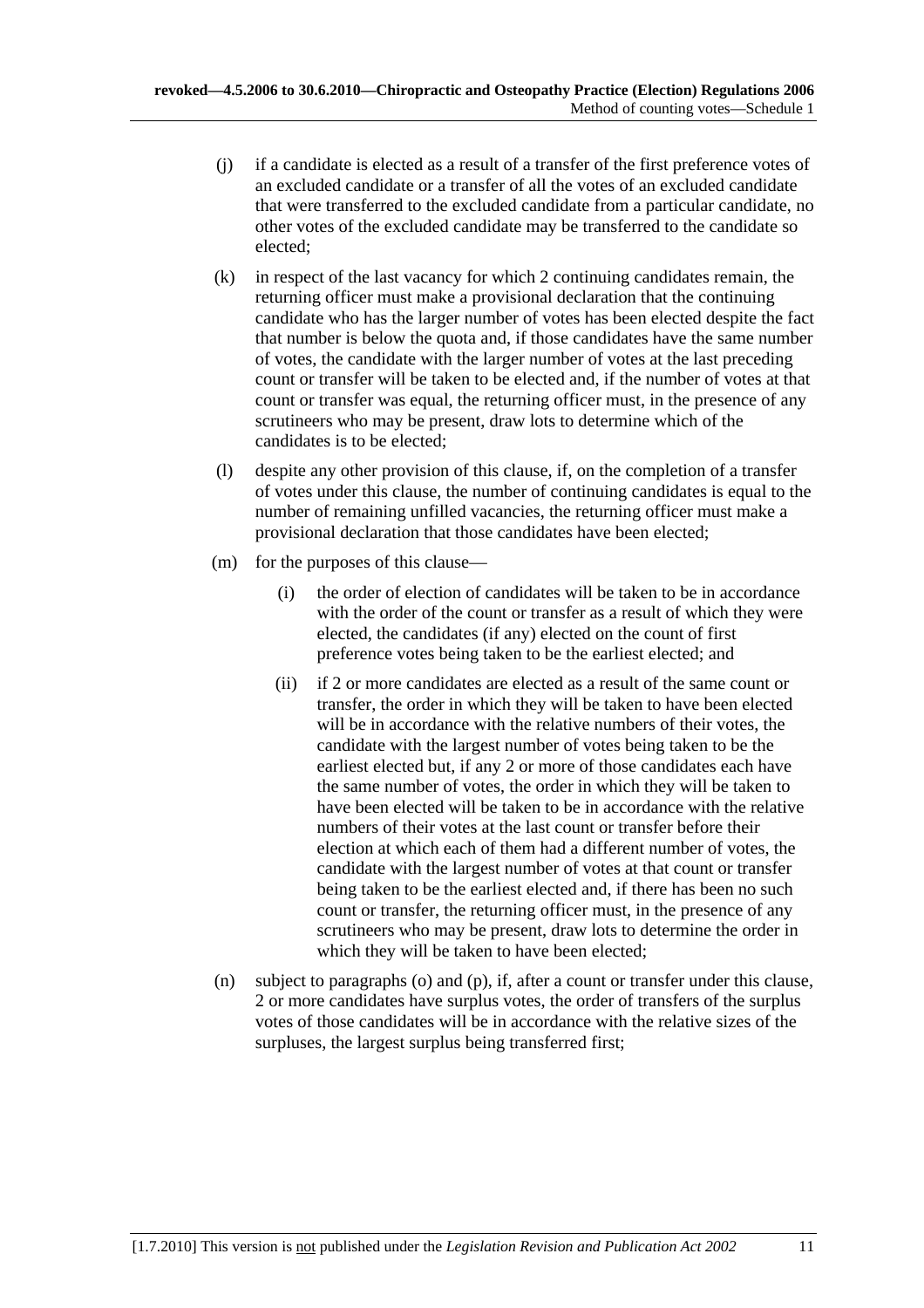(j) if a candidate is elected as a result of a transfer of the first preference votes of an excluded candidate or a transfer of all the votes of an excluded candidate that were transferred to the excluded candidate from a particular candidate, no other votes of the excluded candidate may be transferred to the candidate so elected;

(k) in respect of the last vacancy for which 2 continuing candidates remain, the returning officer must make a provisional declaration that the continuing candidate who has the larger number of votes has been elected despite the fact that number is below the quota and, if those candidates have the same number of votes, the candidate with the larger number of votes at the last preceding count or transfer will be taken to be elected and, if the number of votes at that count or transfer was equal, the returning officer must, in the presence of any scrutineers who may be present, draw lots to determine which of the candidates is to be elected;

(l) despite any other provision of this clause, if, on the completion of a transfer of votes under this clause, the number of continuing candidates is equal to the number of remaining unfilled vacancies, the returning officer must make a provisional declaration that those candidates have been elected;

(m) for the purposes of this clause—

  (i) the order of election of candidates will be taken to be in accordance with the order of the count or transfer as a result of which they were elected, the candidates (if any) elected on the count of first preference votes being taken to be the earliest elected; and

  (ii) if 2 or more candidates are elected as a result of the same count or transfer, the order in which they will be taken to have been elected will be in accordance with the relative numbers of their votes, the candidate with the largest number of votes being taken to be the earliest elected but, if any 2 or more of those candidates each have the same number of votes, the order in which they will be taken to have been elected will be taken to be in accordance with the relative numbers of their votes at the last count or transfer before their election at which each of them had a different number of votes, the candidate with the largest number of votes at that count or transfer being taken to be the earliest elected and, if there has been no such count or transfer, the returning officer must, in the presence of any scrutineers who may be present, draw lots to determine the order in which they will be taken to have been elected;

(n) subject to paragraphs (o) and (p), if, after a count or transfer under this clause, 2 or more candidates have surplus votes, the order of transfers of the surplus votes of those candidates will be in accordance with the relative sizes of the surpluses, the largest surplus being transferred first;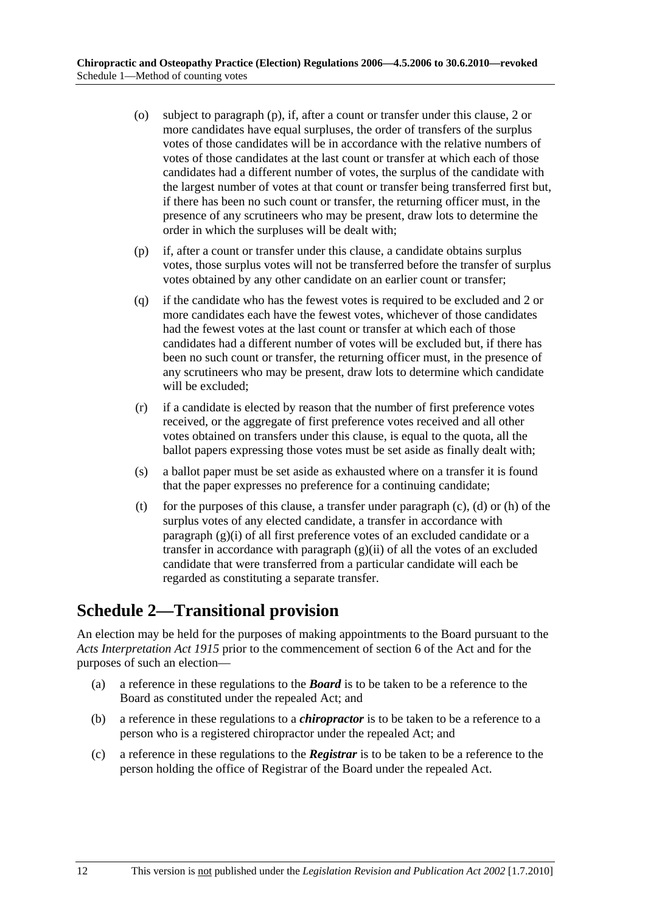(o) subject to paragraph (p), if, after a count or transfer under this clause, 2 or more candidates have equal surpluses, the order of transfers of the surplus votes of those candidates will be in accordance with the relative numbers of votes of those candidates at the last count or transfer at which each of those candidates had a different number of votes, the surplus of the candidate with the largest number of votes at that count or transfer being transferred first but, if there has been no such count or transfer, the returning officer must, in the presence of any scrutineers who may be present, draw lots to determine the order in which the surpluses will be dealt with;

(p) if, after a count or transfer under this clause, a candidate obtains surplus votes, those surplus votes will not be transferred before the transfer of surplus votes obtained by any other candidate on an earlier count or transfer;

(q) if the candidate who has the fewest votes is required to be excluded and 2 or more candidates each have the fewest votes, whichever of those candidates had the fewest votes at the last count or transfer at which each of those candidates had a different number of votes will be excluded but, if there has been no such count or transfer, the returning officer must, in the presence of any scrutineers who may be present, draw lots to determine which candidate will be excluded;

(r) if a candidate is elected by reason that the number of first preference votes received, or the aggregate of first preference votes received and all other votes obtained on transfers under this clause, is equal to the quota, all the ballot papers expressing those votes must be set aside as finally dealt with;

(s) a ballot paper must be set aside as exhausted where on a transfer it is found that the paper expresses no preference for a continuing candidate;

(t) for the purposes of this clause, a transfer under paragraph (c), (d) or (h) of the surplus votes of any elected candidate, a transfer in accordance with paragraph (g)(i) of all first preference votes of an excluded candidate or a transfer in accordance with paragraph (g)(ii) of all the votes of an excluded candidate that were transferred from a particular candidate will each be regarded as constituting a separate transfer.

## Schedule 2—Transitional provision

An election may be held for the purposes of making appointments to the Board pursuant to the *Acts Interpretation Act 1915* prior to the commencement of section 6 of the Act and for the purposes of such an election—

(a) a reference in these regulations to the ***Board*** is to be taken to be a reference to the Board as constituted under the repealed Act; and

(b) a reference in these regulations to a ***chiropractor*** is to be taken to be a reference to a person who is a registered chiropractor under the repealed Act; and

(c) a reference in these regulations to the ***Registrar*** is to be taken to be a reference to the person holding the office of Registrar of the Board under the repealed Act.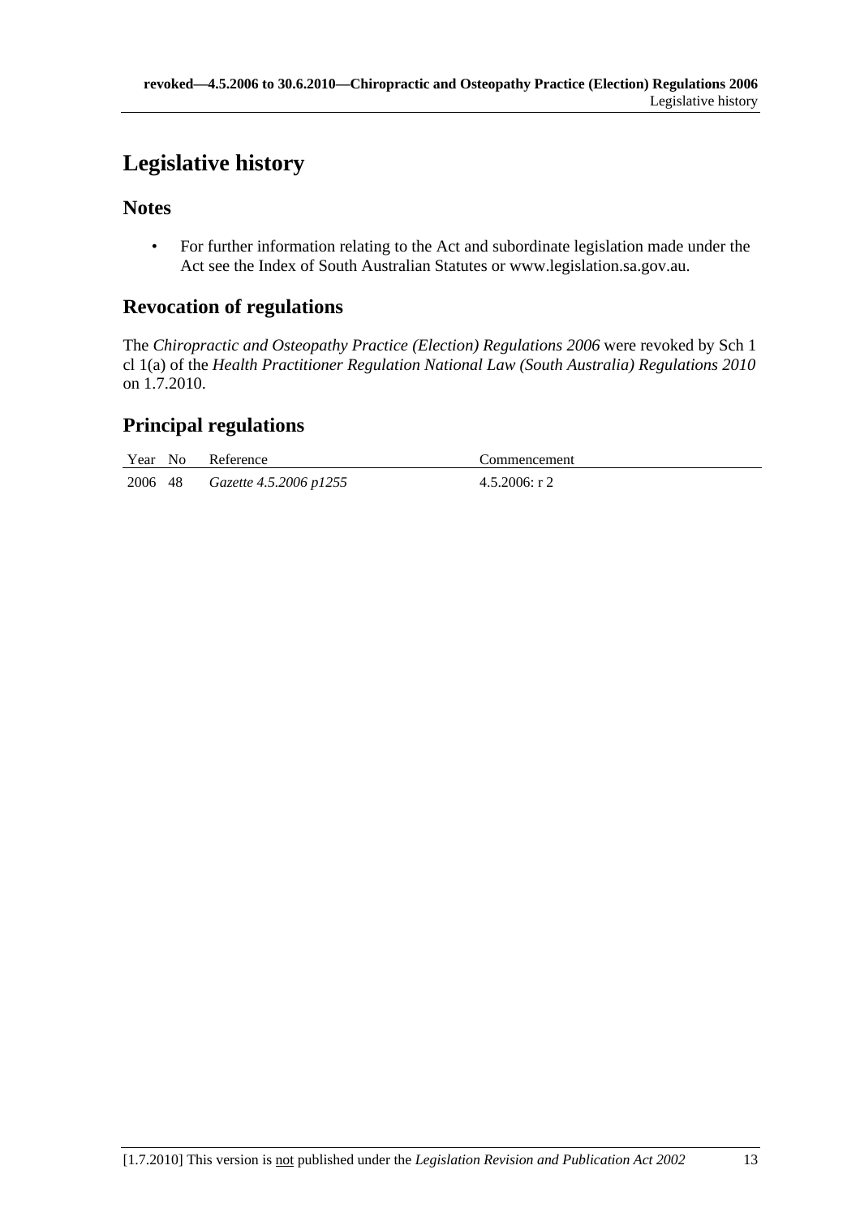# Legislative history

## Notes

- For further information relating to the Act and subordinate legislation made under the Act see the Index of South Australian Statutes or www.legislation.sa.gov.au.

## Revocation of regulations

The *Chiropractic and Osteopathy Practice (Election) Regulations 2006* were revoked by Sch 1 cl 1(a) of the *Health Practitioner Regulation National Law (South Australia) Regulations 2010* on 1.7.2010.

## Principal regulations

| Year | No | Reference | Commencement |
|---|---|---|---|
| 2006 | 48 | *Gazette 4.5.2006 p1255* | 4.5.2006: r 2 |